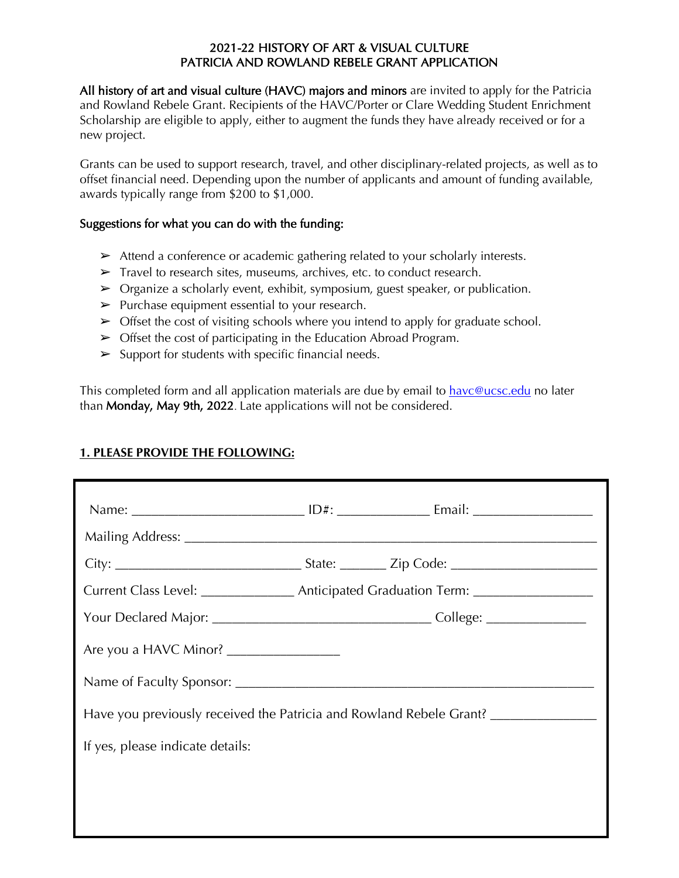# 2021-22 HISTORY OF ART & VISUAL CULTURE
# PATRICIA AND ROWLAND REBELE GRANT APPLICATION

**All history of art and visual culture (HAVC) majors and minors** are invited to apply for the Patricia and Rowland Rebele Grant. Recipients of the HAVC/Porter or Clare Wedding Student Enrichment Scholarship are eligible to apply, either to augment the funds they have already received or for a new project.

Grants can be used to support research, travel, and other disciplinary-related projects, as well as to offset financial need. Depending upon the number of applicants and amount of funding available, awards typically range from $200 to $1,000.

**Suggestions for what you can do with the funding:**

- Attend a conference or academic gathering related to your scholarly interests.
- Travel to research sites, museums, archives, etc. to conduct research.
- Organize a scholarly event, exhibit, symposium, guest speaker, or publication.
- Purchase equipment essential to your research.
- Offset the cost of visiting schools where you intend to apply for graduate school.
- Offset the cost of participating in the Education Abroad Program.
- Support for students with specific financial needs.

This completed form and all application materials are due by email to havc@ucsc.edu no later than **Monday, May 9th, 2022**. Late applications will not be considered.

## 1. PLEASE PROVIDE THE FOLLOWING:

Name: ________________________ ID#: _____________ Email: _________________

Mailing Address: ___________________________________________________________

City: __________________________ State: ______ Zip Code: ____________________

Current Class Level: _____________ Anticipated Graduation Term: ________________

Your Declared Major: ______________________________ College: ______________

Are you a HAVC Minor? ________________

Name of Faculty Sponsor: __________________________________________________

Have you previously received the Patricia and Rowland Rebele Grant? ______________

If yes, please indicate details: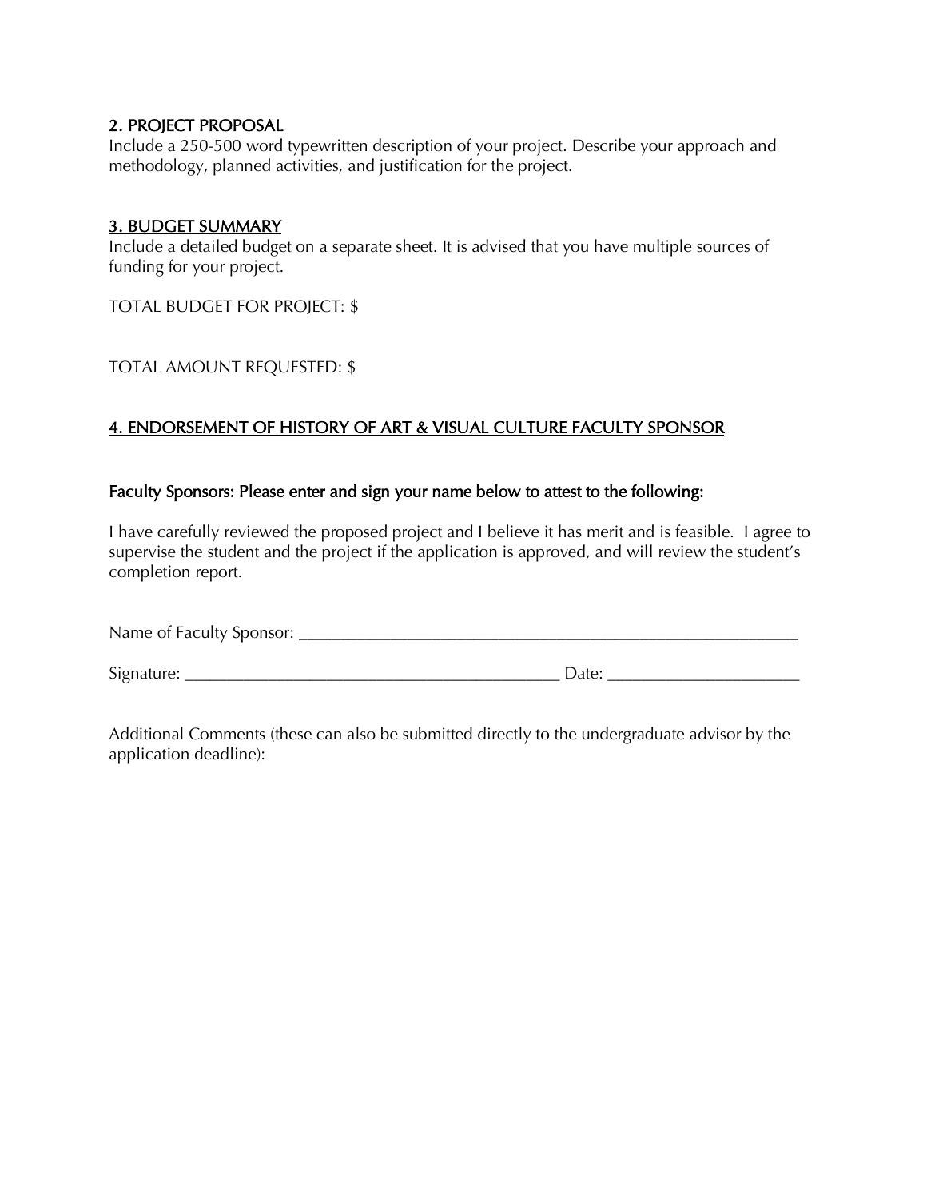## 2. PROJECT PROPOSAL

Include a 250-500 word typewritten description of your project. Describe your approach and methodology, planned activities, and justification for the project.

## 3. BUDGET SUMMARY

Include a detailed budget on a separate sheet. It is advised that you have multiple sources of funding for your project.

TOTAL BUDGET FOR PROJECT: $

TOTAL AMOUNT REQUESTED: $

## 4. ENDORSEMENT OF HISTORY OF ART & VISUAL CULTURE FACULTY SPONSOR

Faculty Sponsors: Please enter and sign your name below to attest to the following:

I have carefully reviewed the proposed project and I believe it has merit and is feasible. I agree to supervise the student and the project if the application is approved, and will review the student's completion report.

Name of Faculty Sponsor: ______________________________________________________________

Signature: ____________________________________________ Date: ______________________

Additional Comments (these can also be submitted directly to the undergraduate advisor by the application deadline):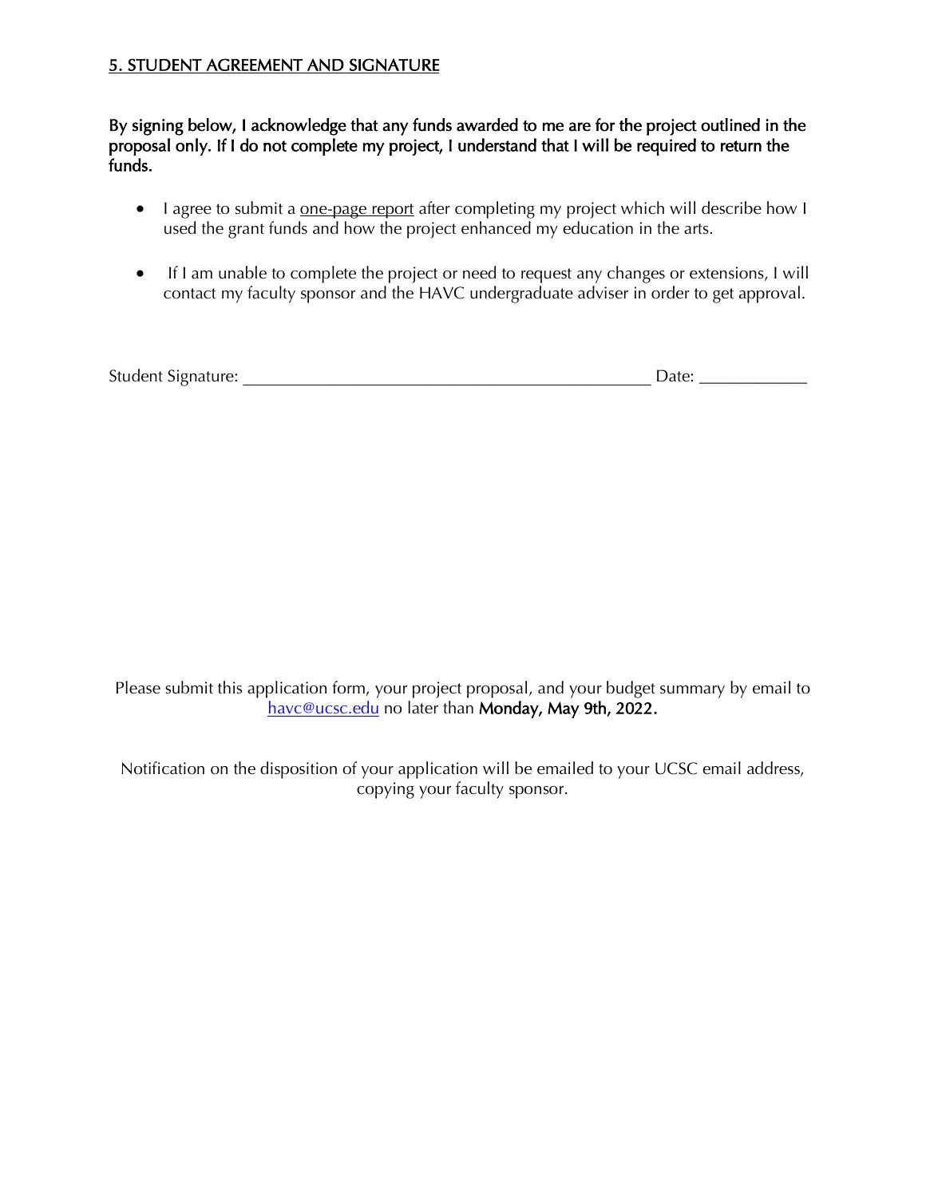## 5. STUDENT AGREEMENT AND SIGNATURE

**By signing below, I acknowledge that any funds awarded to me are for the project outlined in the proposal only. If I do not complete my project, I understand that I will be required to return the funds.**

- I agree to submit a one-page report after completing my project which will describe how I used the grant funds and how the project enhanced my education in the arts.
- If I am unable to complete the project or need to request any changes or extensions, I will contact my faculty sponsor and the HAVC undergraduate adviser in order to get approval.

Student Signature: ________________________________________________ Date: ____________

Please submit this application form, your project proposal, and your budget summary by email to havc@ucsc.edu no later than **Monday, May 9th, 2022.**

Notification on the disposition of your application will be emailed to your UCSC email address, copying your faculty sponsor.